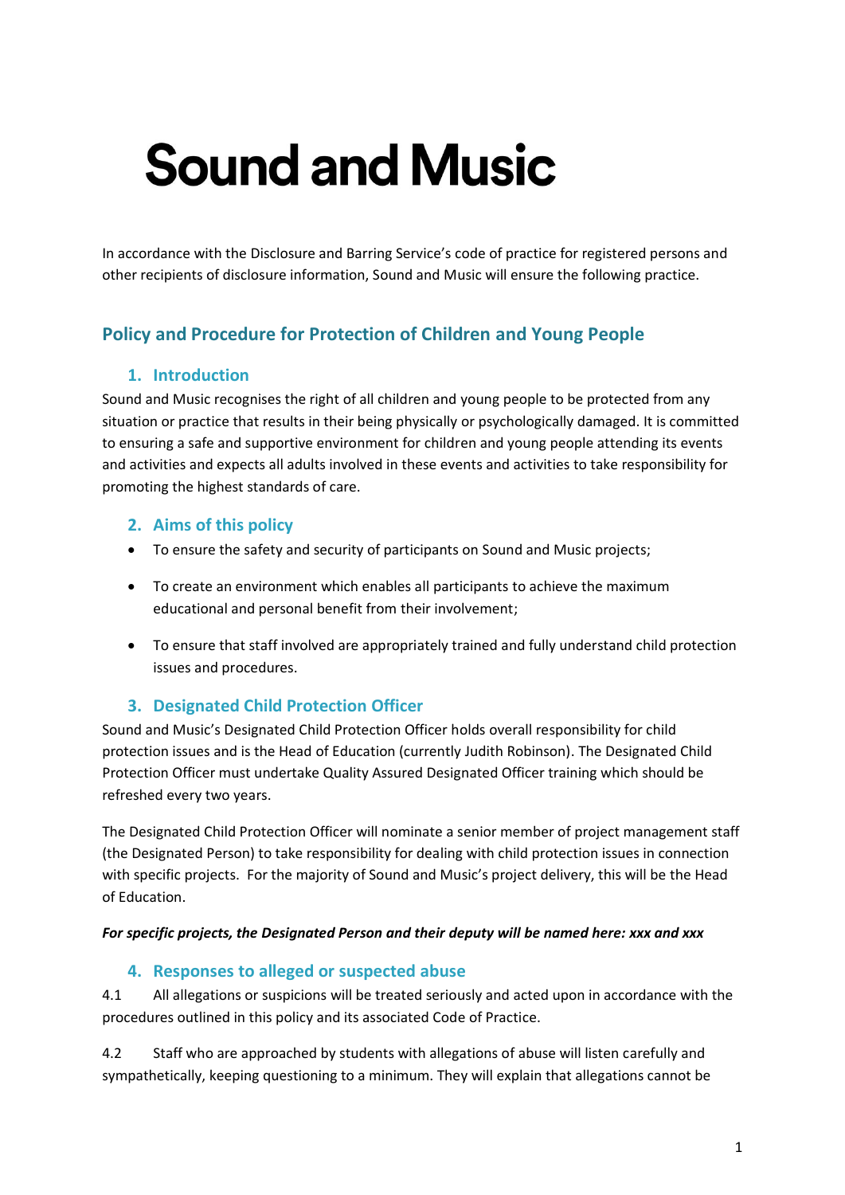# Sound and Music

In accordance with the Disclosure and Barring Service's code of practice for registered persons and other recipients of disclosure information, Sound and Music will ensure the following practice.

## Policy and Procedure for Protection of Children and Young People

### 1. Introduction

Sound and Music recognises the right of all children and young people to be protected from any situation or practice that results in their being physically or psychologically damaged. It is committed to ensuring a safe and supportive environment for children and young people attending its events and activities and expects all adults involved in these events and activities to take responsibility for promoting the highest standards of care.

### 2. Aims of this policy

- To ensure the safety and security of participants on Sound and Music projects;
- To create an environment which enables all participants to achieve the maximum educational and personal benefit from their involvement;
- To ensure that staff involved are appropriately trained and fully understand child protection issues and procedures.

### 3. Designated Child Protection Officer

Sound and Music's Designated Child Protection Officer holds overall responsibility for child protection issues and is the Head of Education (currently Judith Robinson). The Designated Child Protection Officer must undertake Quality Assured Designated Officer training which should be refreshed every two years.

The Designated Child Protection Officer will nominate a senior member of project management staff (the Designated Person) to take responsibility for dealing with child protection issues in connection with specific projects. For the majority of Sound and Music's project delivery, this will be the Head of Education.

***For specific projects, the Designated Person and their deputy will be named here: xxx and xxx***

### 4. Responses to alleged or suspected abuse

4.1 All allegations or suspicions will be treated seriously and acted upon in accordance with the procedures outlined in this policy and its associated Code of Practice.

4.2 Staff who are approached by students with allegations of abuse will listen carefully and sympathetically, keeping questioning to a minimum. They will explain that allegations cannot be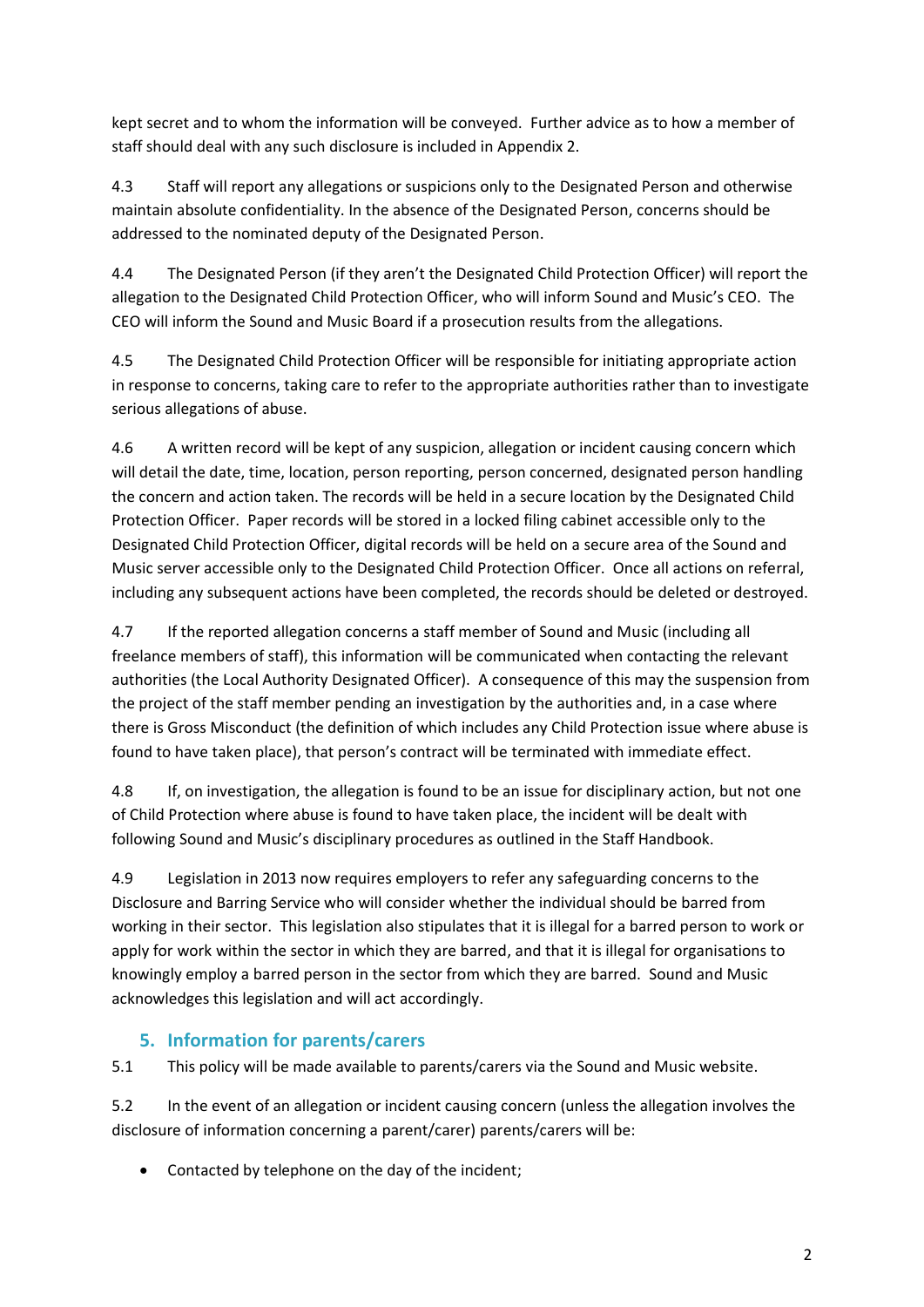kept secret and to whom the information will be conveyed. Further advice as to how a member of staff should deal with any such disclosure is included in Appendix 2.

4.3 Staff will report any allegations or suspicions only to the Designated Person and otherwise maintain absolute confidentiality. In the absence of the Designated Person, concerns should be addressed to the nominated deputy of the Designated Person.

4.4 The Designated Person (if they aren't the Designated Child Protection Officer) will report the allegation to the Designated Child Protection Officer, who will inform Sound and Music's CEO. The CEO will inform the Sound and Music Board if a prosecution results from the allegations.

4.5 The Designated Child Protection Officer will be responsible for initiating appropriate action in response to concerns, taking care to refer to the appropriate authorities rather than to investigate serious allegations of abuse.

4.6 A written record will be kept of any suspicion, allegation or incident causing concern which will detail the date, time, location, person reporting, person concerned, designated person handling the concern and action taken. The records will be held in a secure location by the Designated Child Protection Officer. Paper records will be stored in a locked filing cabinet accessible only to the Designated Child Protection Officer, digital records will be held on a secure area of the Sound and Music server accessible only to the Designated Child Protection Officer. Once all actions on referral, including any subsequent actions have been completed, the records should be deleted or destroyed.

4.7 If the reported allegation concerns a staff member of Sound and Music (including all freelance members of staff), this information will be communicated when contacting the relevant authorities (the Local Authority Designated Officer). A consequence of this may the suspension from the project of the staff member pending an investigation by the authorities and, in a case where there is Gross Misconduct (the definition of which includes any Child Protection issue where abuse is found to have taken place), that person's contract will be terminated with immediate effect.

4.8 If, on investigation, the allegation is found to be an issue for disciplinary action, but not one of Child Protection where abuse is found to have taken place, the incident will be dealt with following Sound and Music's disciplinary procedures as outlined in the Staff Handbook.

4.9 Legislation in 2013 now requires employers to refer any safeguarding concerns to the Disclosure and Barring Service who will consider whether the individual should be barred from working in their sector. This legislation also stipulates that it is illegal for a barred person to work or apply for work within the sector in which they are barred, and that it is illegal for organisations to knowingly employ a barred person in the sector from which they are barred. Sound and Music acknowledges this legislation and will act accordingly.

## 5. Information for parents/carers

5.1 This policy will be made available to parents/carers via the Sound and Music website.

5.2 In the event of an allegation or incident causing concern (unless the allegation involves the disclosure of information concerning a parent/carer) parents/carers will be:

- Contacted by telephone on the day of the incident;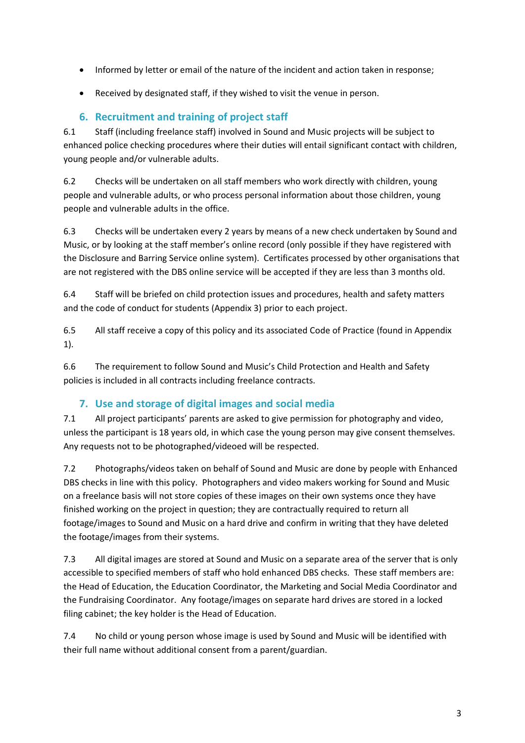- Informed by letter or email of the nature of the incident and action taken in response;
- Received by designated staff, if they wished to visit the venue in person.

## 6. Recruitment and training of project staff

6.1 Staff (including freelance staff) involved in Sound and Music projects will be subject to enhanced police checking procedures where their duties will entail significant contact with children, young people and/or vulnerable adults.

6.2 Checks will be undertaken on all staff members who work directly with children, young people and vulnerable adults, or who process personal information about those children, young people and vulnerable adults in the office.

6.3 Checks will be undertaken every 2 years by means of a new check undertaken by Sound and Music, or by looking at the staff member's online record (only possible if they have registered with the Disclosure and Barring Service online system). Certificates processed by other organisations that are not registered with the DBS online service will be accepted if they are less than 3 months old.

6.4 Staff will be briefed on child protection issues and procedures, health and safety matters and the code of conduct for students (Appendix 3) prior to each project.

6.5 All staff receive a copy of this policy and its associated Code of Practice (found in Appendix 1).

6.6 The requirement to follow Sound and Music's Child Protection and Health and Safety policies is included in all contracts including freelance contracts.

## 7. Use and storage of digital images and social media

7.1 All project participants' parents are asked to give permission for photography and video, unless the participant is 18 years old, in which case the young person may give consent themselves. Any requests not to be photographed/videoed will be respected.

7.2 Photographs/videos taken on behalf of Sound and Music are done by people with Enhanced DBS checks in line with this policy. Photographers and video makers working for Sound and Music on a freelance basis will not store copies of these images on their own systems once they have finished working on the project in question; they are contractually required to return all footage/images to Sound and Music on a hard drive and confirm in writing that they have deleted the footage/images from their systems.

7.3 All digital images are stored at Sound and Music on a separate area of the server that is only accessible to specified members of staff who hold enhanced DBS checks. These staff members are: the Head of Education, the Education Coordinator, the Marketing and Social Media Coordinator and the Fundraising Coordinator. Any footage/images on separate hard drives are stored in a locked filing cabinet; the key holder is the Head of Education.

7.4 No child or young person whose image is used by Sound and Music will be identified with their full name without additional consent from a parent/guardian.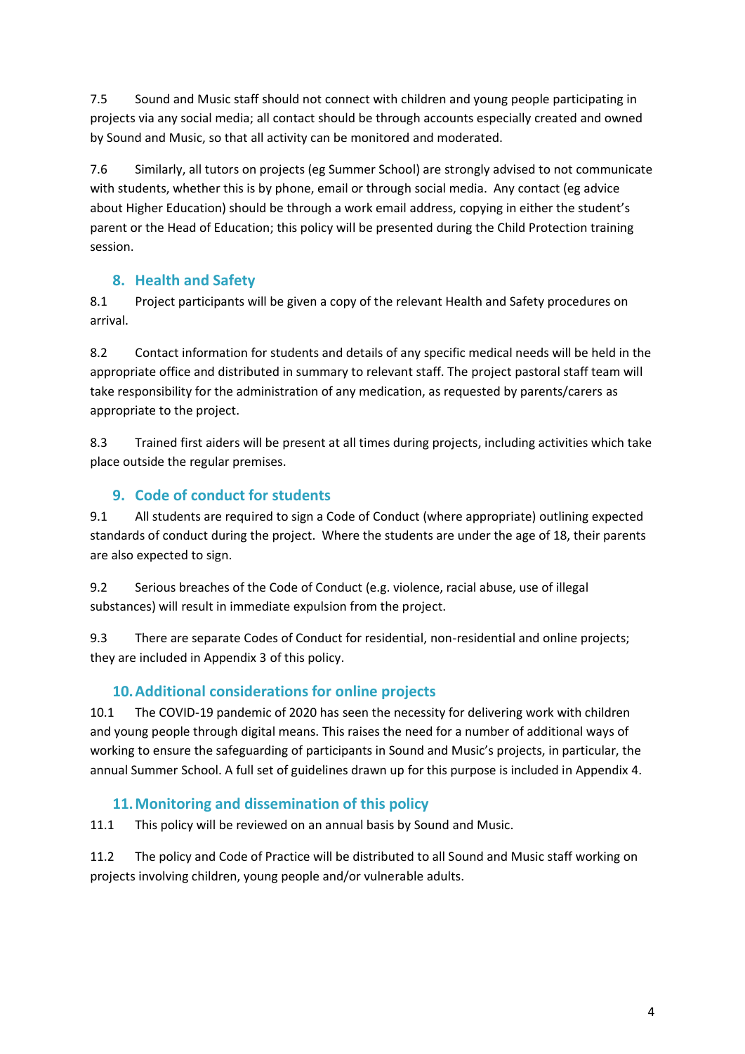7.5 Sound and Music staff should not connect with children and young people participating in projects via any social media; all contact should be through accounts especially created and owned by Sound and Music, so that all activity can be monitored and moderated.

7.6 Similarly, all tutors on projects (eg Summer School) are strongly advised to not communicate with students, whether this is by phone, email or through social media. Any contact (eg advice about Higher Education) should be through a work email address, copying in either the student's parent or the Head of Education; this policy will be presented during the Child Protection training session.

## 8. Health and Safety

8.1 Project participants will be given a copy of the relevant Health and Safety procedures on arrival.

8.2 Contact information for students and details of any specific medical needs will be held in the appropriate office and distributed in summary to relevant staff. The project pastoral staff team will take responsibility for the administration of any medication, as requested by parents/carers as appropriate to the project.

8.3 Trained first aiders will be present at all times during projects, including activities which take place outside the regular premises.

## 9. Code of conduct for students

9.1 All students are required to sign a Code of Conduct (where appropriate) outlining expected standards of conduct during the project. Where the students are under the age of 18, their parents are also expected to sign.

9.2 Serious breaches of the Code of Conduct (e.g. violence, racial abuse, use of illegal substances) will result in immediate expulsion from the project.

9.3 There are separate Codes of Conduct for residential, non-residential and online projects; they are included in Appendix 3 of this policy.

## 10. Additional considerations for online projects

10.1 The COVID-19 pandemic of 2020 has seen the necessity for delivering work with children and young people through digital means. This raises the need for a number of additional ways of working to ensure the safeguarding of participants in Sound and Music's projects, in particular, the annual Summer School. A full set of guidelines drawn up for this purpose is included in Appendix 4.

## 11. Monitoring and dissemination of this policy

11.1 This policy will be reviewed on an annual basis by Sound and Music.

11.2 The policy and Code of Practice will be distributed to all Sound and Music staff working on projects involving children, young people and/or vulnerable adults.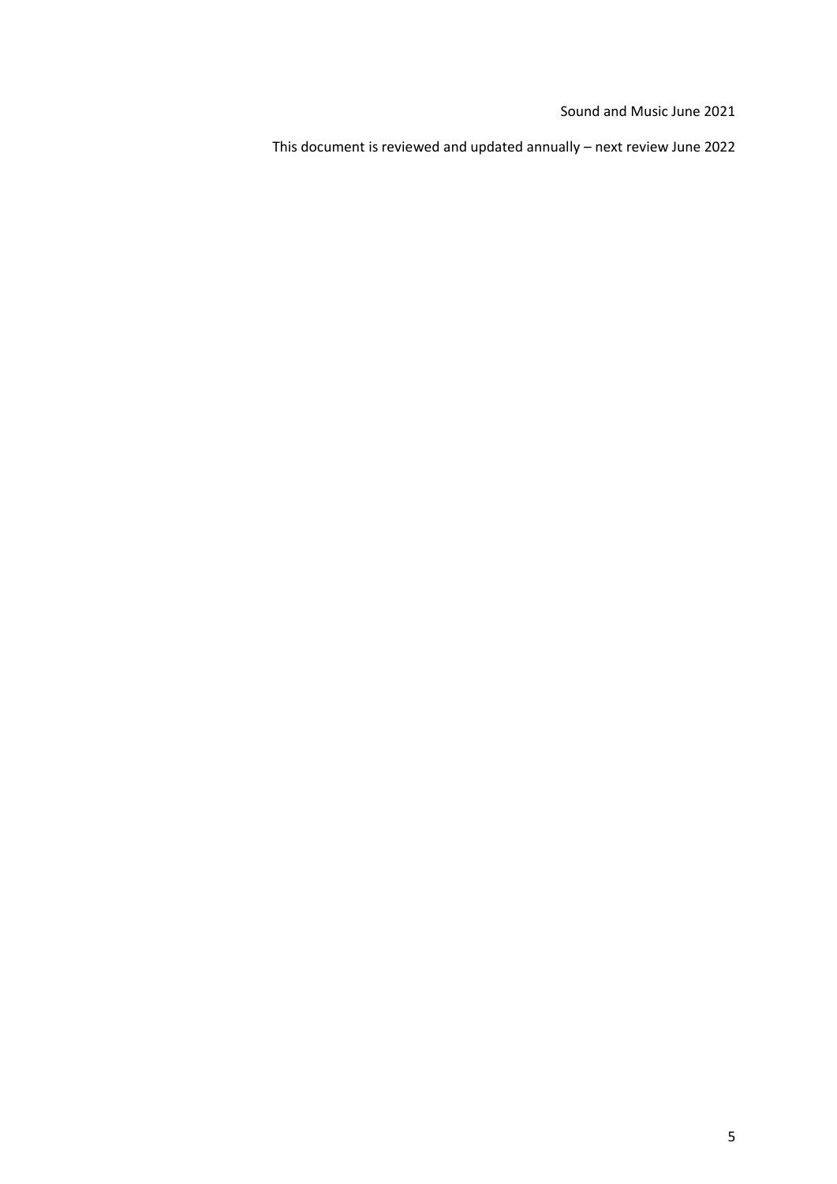Sound and Music June 2021

This document is reviewed and updated annually – next review June 2022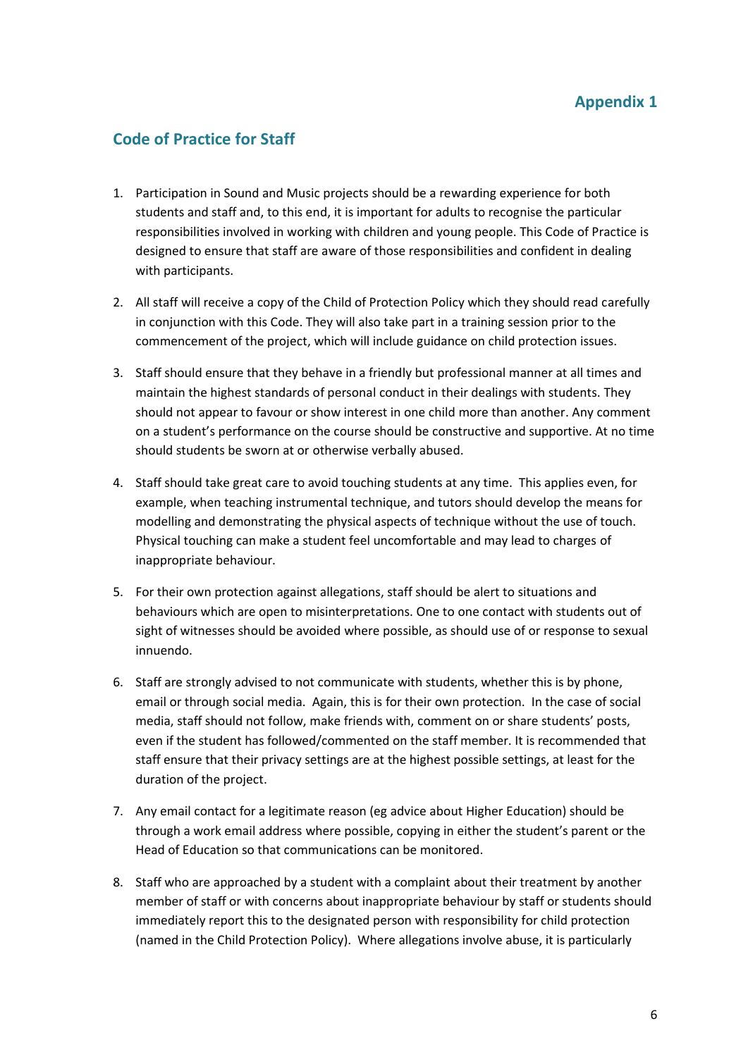## Appendix 1

## Code of Practice for Staff

1. Participation in Sound and Music projects should be a rewarding experience for both students and staff and, to this end, it is important for adults to recognise the particular responsibilities involved in working with children and young people. This Code of Practice is designed to ensure that staff are aware of those responsibilities and confident in dealing with participants.

2. All staff will receive a copy of the Child of Protection Policy which they should read carefully in conjunction with this Code. They will also take part in a training session prior to the commencement of the project, which will include guidance on child protection issues.

3. Staff should ensure that they behave in a friendly but professional manner at all times and maintain the highest standards of personal conduct in their dealings with students. They should not appear to favour or show interest in one child more than another. Any comment on a student's performance on the course should be constructive and supportive. At no time should students be sworn at or otherwise verbally abused.

4. Staff should take great care to avoid touching students at any time. This applies even, for example, when teaching instrumental technique, and tutors should develop the means for modelling and demonstrating the physical aspects of technique without the use of touch. Physical touching can make a student feel uncomfortable and may lead to charges of inappropriate behaviour.

5. For their own protection against allegations, staff should be alert to situations and behaviours which are open to misinterpretations. One to one contact with students out of sight of witnesses should be avoided where possible, as should use of or response to sexual innuendo.

6. Staff are strongly advised to not communicate with students, whether this is by phone, email or through social media. Again, this is for their own protection. In the case of social media, staff should not follow, make friends with, comment on or share students' posts, even if the student has followed/commented on the staff member. It is recommended that staff ensure that their privacy settings are at the highest possible settings, at least for the duration of the project.

7. Any email contact for a legitimate reason (eg advice about Higher Education) should be through a work email address where possible, copying in either the student's parent or the Head of Education so that communications can be monitored.

8. Staff who are approached by a student with a complaint about their treatment by another member of staff or with concerns about inappropriate behaviour by staff or students should immediately report this to the designated person with responsibility for child protection (named in the Child Protection Policy). Where allegations involve abuse, it is particularly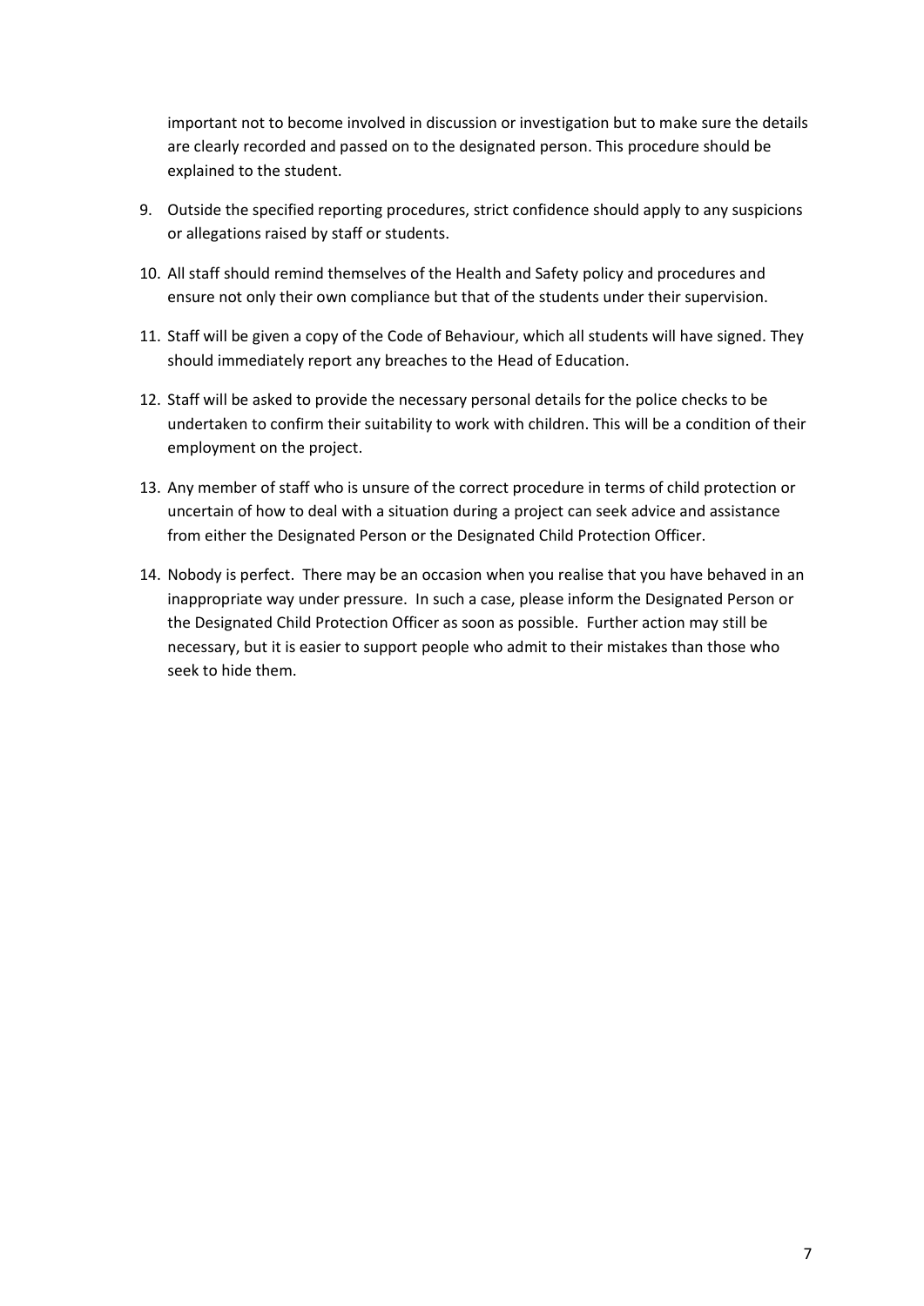important not to become involved in discussion or investigation but to make sure the details are clearly recorded and passed on to the designated person. This procedure should be explained to the student.

9. Outside the specified reporting procedures, strict confidence should apply to any suspicions or allegations raised by staff or students.
10. All staff should remind themselves of the Health and Safety policy and procedures and ensure not only their own compliance but that of the students under their supervision.
11. Staff will be given a copy of the Code of Behaviour, which all students will have signed. They should immediately report any breaches to the Head of Education.
12. Staff will be asked to provide the necessary personal details for the police checks to be undertaken to confirm their suitability to work with children. This will be a condition of their employment on the project.
13. Any member of staff who is unsure of the correct procedure in terms of child protection or uncertain of how to deal with a situation during a project can seek advice and assistance from either the Designated Person or the Designated Child Protection Officer.
14. Nobody is perfect. There may be an occasion when you realise that you have behaved in an inappropriate way under pressure. In such a case, please inform the Designated Person or the Designated Child Protection Officer as soon as possible. Further action may still be necessary, but it is easier to support people who admit to their mistakes than those who seek to hide them.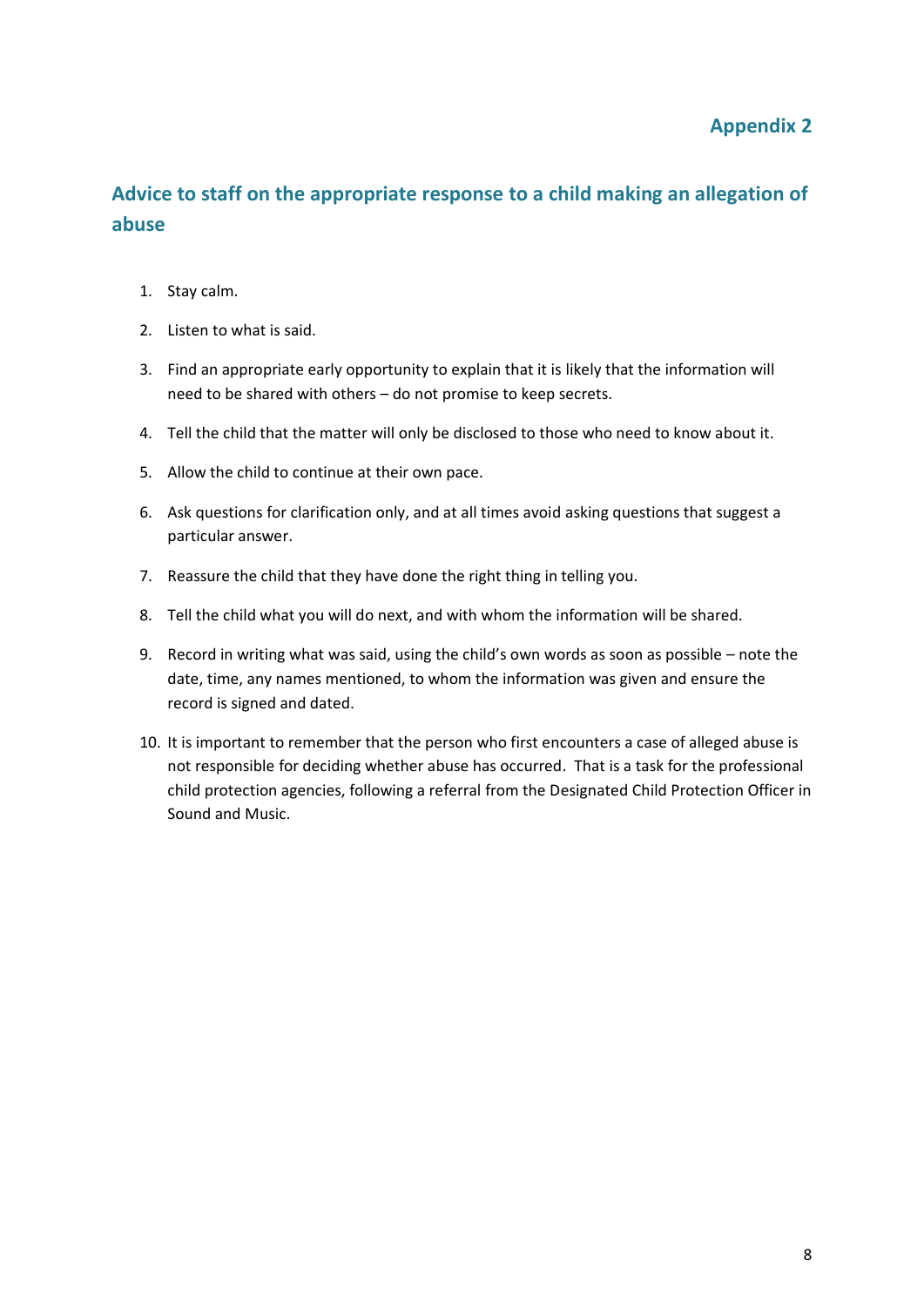## Appendix 2

## Advice to staff on the appropriate response to a child making an allegation of abuse

1. Stay calm.
2. Listen to what is said.
3. Find an appropriate early opportunity to explain that it is likely that the information will need to be shared with others – do not promise to keep secrets.
4. Tell the child that the matter will only be disclosed to those who need to know about it.
5. Allow the child to continue at their own pace.
6. Ask questions for clarification only, and at all times avoid asking questions that suggest a particular answer.
7. Reassure the child that they have done the right thing in telling you.
8. Tell the child what you will do next, and with whom the information will be shared.
9. Record in writing what was said, using the child's own words as soon as possible – note the date, time, any names mentioned, to whom the information was given and ensure the record is signed and dated.
10. It is important to remember that the person who first encounters a case of alleged abuse is not responsible for deciding whether abuse has occurred. That is a task for the professional child protection agencies, following a referral from the Designated Child Protection Officer in Sound and Music.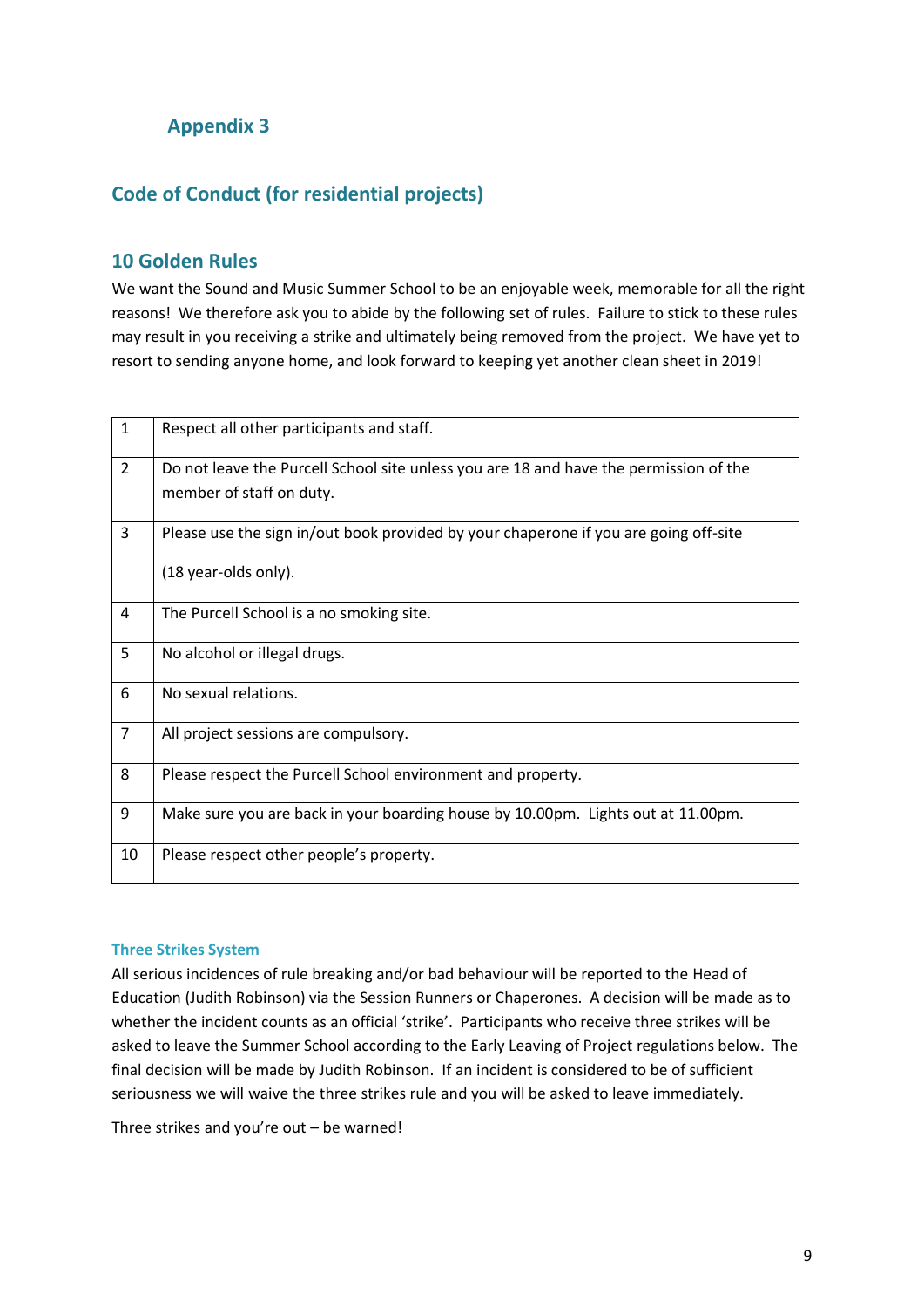## Appendix 3

## Code of Conduct (for residential projects)

### 10 Golden Rules

We want the Sound and Music Summer School to be an enjoyable week, memorable for all the right reasons! We therefore ask you to abide by the following set of rules. Failure to stick to these rules may result in you receiving a strike and ultimately being removed from the project. We have yet to resort to sending anyone home, and look forward to keeping yet another clean sheet in 2019!

| | |
|---|---|
| 1 | Respect all other participants and staff. |
| 2 | Do not leave the Purcell School site unless you are 18 and have the permission of the member of staff on duty. |
| 3 | Please use the sign in/out book provided by your chaperone if you are going off-site (18 year-olds only). |
| 4 | The Purcell School is a no smoking site. |
| 5 | No alcohol or illegal drugs. |
| 6 | No sexual relations. |
| 7 | All project sessions are compulsory. |
| 8 | Please respect the Purcell School environment and property. |
| 9 | Make sure you are back in your boarding house by 10.00pm. Lights out at 11.00pm. |
| 10 | Please respect other people's property. |

#### Three Strikes System

All serious incidences of rule breaking and/or bad behaviour will be reported to the Head of Education (Judith Robinson) via the Session Runners or Chaperones. A decision will be made as to whether the incident counts as an official 'strike'. Participants who receive three strikes will be asked to leave the Summer School according to the Early Leaving of Project regulations below. The final decision will be made by Judith Robinson. If an incident is considered to be of sufficient seriousness we will waive the three strikes rule and you will be asked to leave immediately.

Three strikes and you're out – be warned!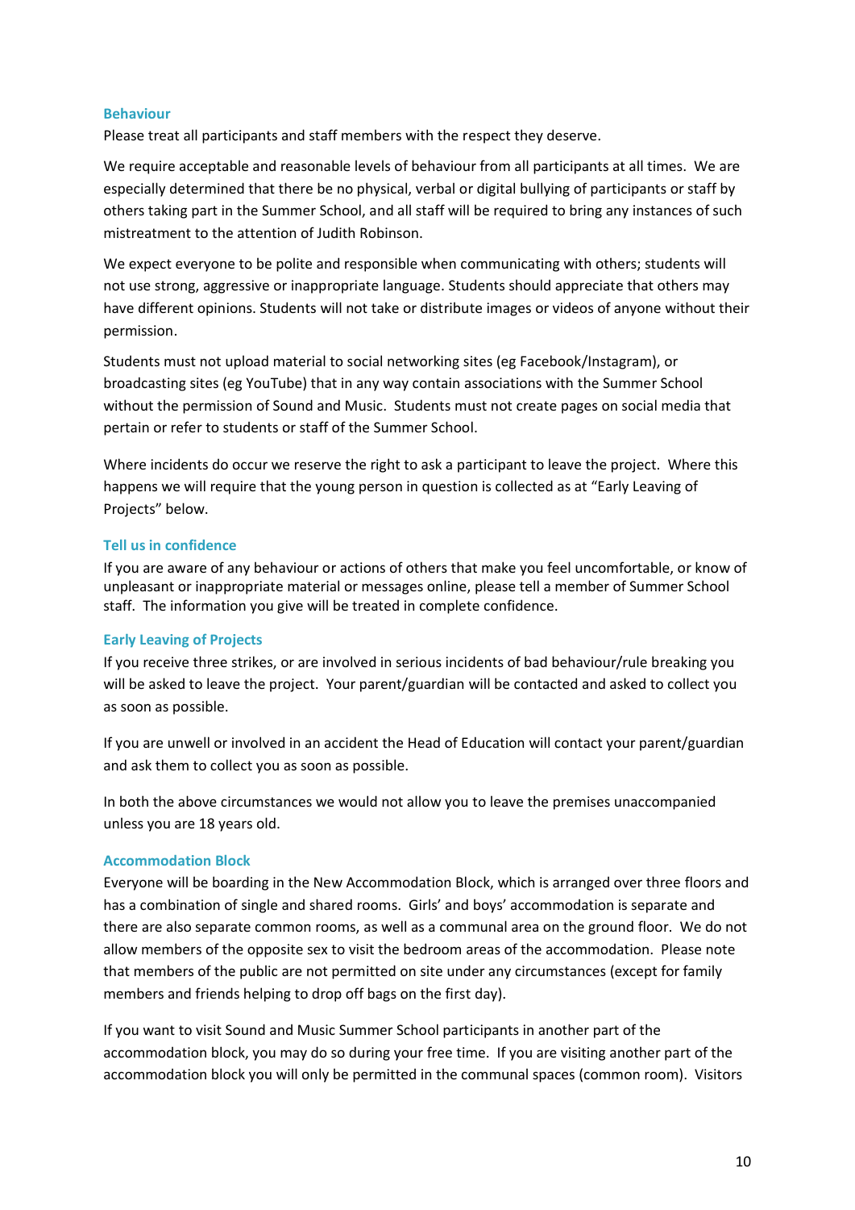## Behaviour

Please treat all participants and staff members with the respect they deserve.

We require acceptable and reasonable levels of behaviour from all participants at all times. We are especially determined that there be no physical, verbal or digital bullying of participants or staff by others taking part in the Summer School, and all staff will be required to bring any instances of such mistreatment to the attention of Judith Robinson.

We expect everyone to be polite and responsible when communicating with others; students will not use strong, aggressive or inappropriate language. Students should appreciate that others may have different opinions. Students will not take or distribute images or videos of anyone without their permission.

Students must not upload material to social networking sites (eg Facebook/Instagram), or broadcasting sites (eg YouTube) that in any way contain associations with the Summer School without the permission of Sound and Music. Students must not create pages on social media that pertain or refer to students or staff of the Summer School.

Where incidents do occur we reserve the right to ask a participant to leave the project. Where this happens we will require that the young person in question is collected as at "Early Leaving of Projects" below.

## Tell us in confidence

If you are aware of any behaviour or actions of others that make you feel uncomfortable, or know of unpleasant or inappropriate material or messages online, please tell a member of Summer School staff. The information you give will be treated in complete confidence.

## Early Leaving of Projects

If you receive three strikes, or are involved in serious incidents of bad behaviour/rule breaking you will be asked to leave the project. Your parent/guardian will be contacted and asked to collect you as soon as possible.

If you are unwell or involved in an accident the Head of Education will contact your parent/guardian and ask them to collect you as soon as possible.

In both the above circumstances we would not allow you to leave the premises unaccompanied unless you are 18 years old.

## Accommodation Block

Everyone will be boarding in the New Accommodation Block, which is arranged over three floors and has a combination of single and shared rooms. Girls' and boys' accommodation is separate and there are also separate common rooms, as well as a communal area on the ground floor. We do not allow members of the opposite sex to visit the bedroom areas of the accommodation. Please note that members of the public are not permitted on site under any circumstances (except for family members and friends helping to drop off bags on the first day).

If you want to visit Sound and Music Summer School participants in another part of the accommodation block, you may do so during your free time. If you are visiting another part of the accommodation block you will only be permitted in the communal spaces (common room). Visitors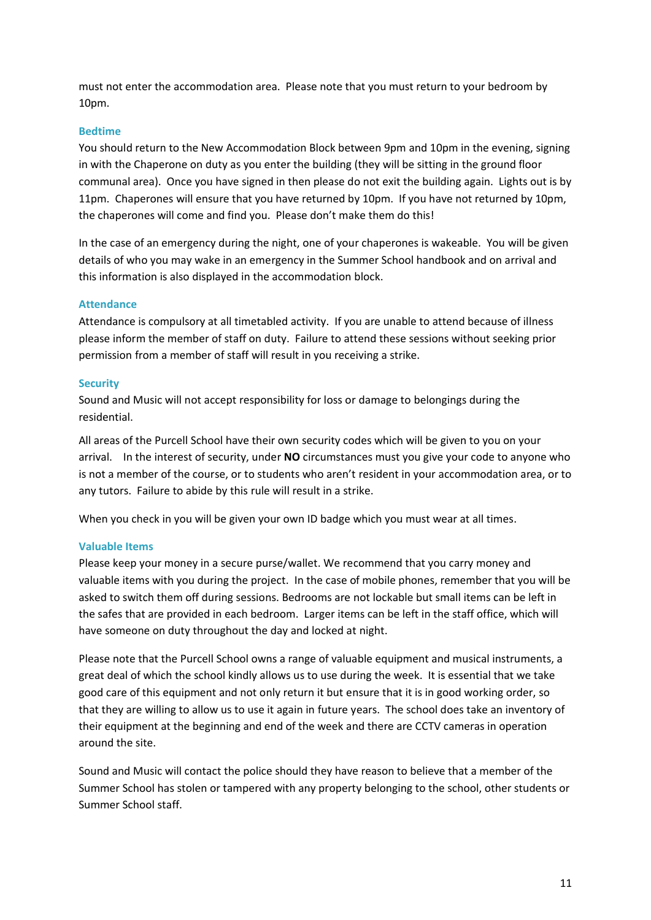must not enter the accommodation area. Please note that you must return to your bedroom by 10pm.

### Bedtime

You should return to the New Accommodation Block between 9pm and 10pm in the evening, signing in with the Chaperone on duty as you enter the building (they will be sitting in the ground floor communal area). Once you have signed in then please do not exit the building again. Lights out is by 11pm. Chaperones will ensure that you have returned by 10pm. If you have not returned by 10pm, the chaperones will come and find you. Please don't make them do this!

In the case of an emergency during the night, one of your chaperones is wakeable. You will be given details of who you may wake in an emergency in the Summer School handbook and on arrival and this information is also displayed in the accommodation block.

### Attendance

Attendance is compulsory at all timetabled activity. If you are unable to attend because of illness please inform the member of staff on duty. Failure to attend these sessions without seeking prior permission from a member of staff will result in you receiving a strike.

### Security

Sound and Music will not accept responsibility for loss or damage to belongings during the residential.

All areas of the Purcell School have their own security codes which will be given to you on your arrival. In the interest of security, under **NO** circumstances must you give your code to anyone who is not a member of the course, or to students who aren't resident in your accommodation area, or to any tutors. Failure to abide by this rule will result in a strike.

When you check in you will be given your own ID badge which you must wear at all times.

### Valuable Items

Please keep your money in a secure purse/wallet. We recommend that you carry money and valuable items with you during the project. In the case of mobile phones, remember that you will be asked to switch them off during sessions. Bedrooms are not lockable but small items can be left in the safes that are provided in each bedroom. Larger items can be left in the staff office, which will have someone on duty throughout the day and locked at night.

Please note that the Purcell School owns a range of valuable equipment and musical instruments, a great deal of which the school kindly allows us to use during the week. It is essential that we take good care of this equipment and not only return it but ensure that it is in good working order, so that they are willing to allow us to use it again in future years. The school does take an inventory of their equipment at the beginning and end of the week and there are CCTV cameras in operation around the site.

Sound and Music will contact the police should they have reason to believe that a member of the Summer School has stolen or tampered with any property belonging to the school, other students or Summer School staff.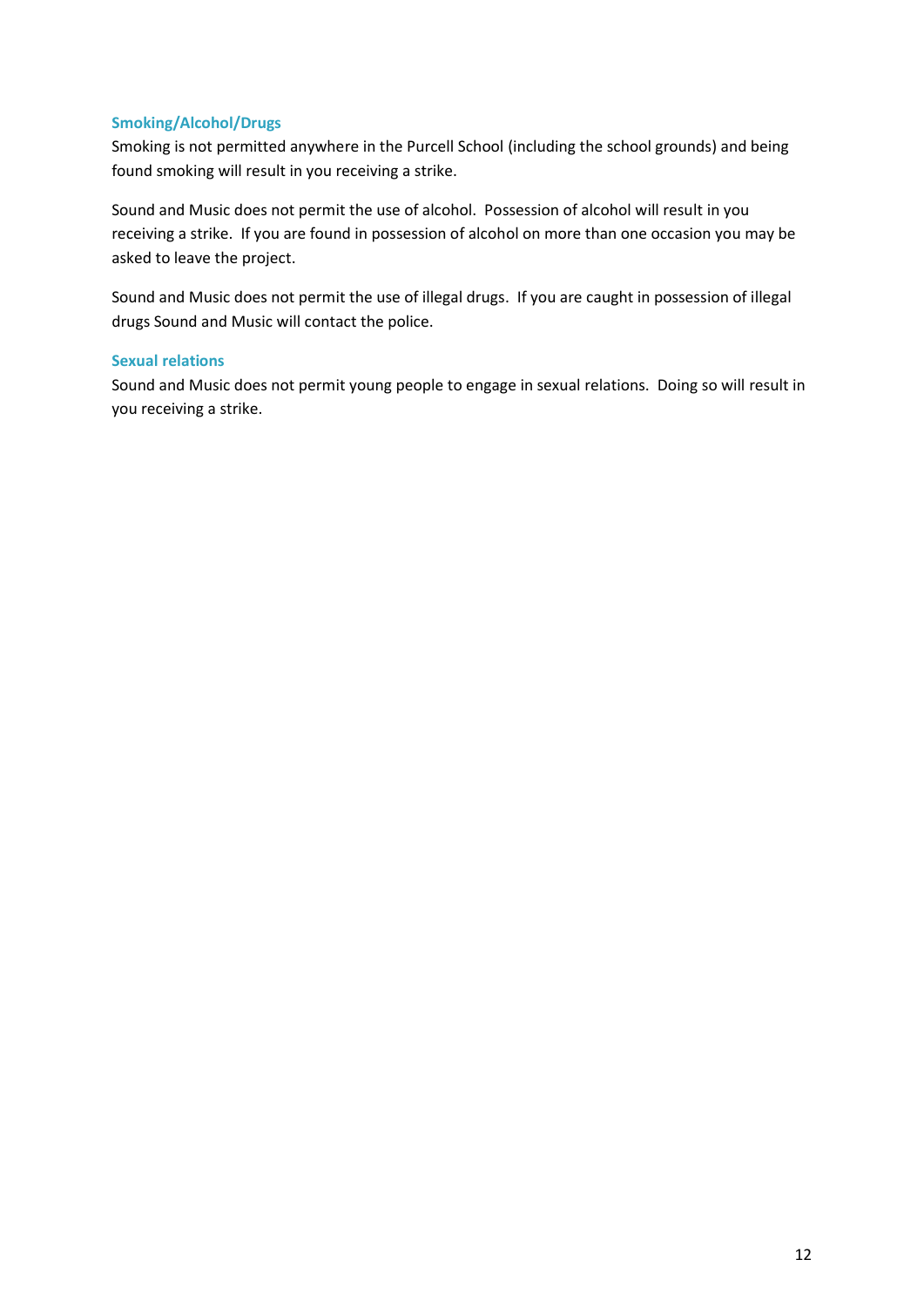### Smoking/Alcohol/Drugs

Smoking is not permitted anywhere in the Purcell School (including the school grounds) and being found smoking will result in you receiving a strike.

Sound and Music does not permit the use of alcohol. Possession of alcohol will result in you receiving a strike. If you are found in possession of alcohol on more than one occasion you may be asked to leave the project.

Sound and Music does not permit the use of illegal drugs. If you are caught in possession of illegal drugs Sound and Music will contact the police.

### Sexual relations

Sound and Music does not permit young people to engage in sexual relations. Doing so will result in you receiving a strike.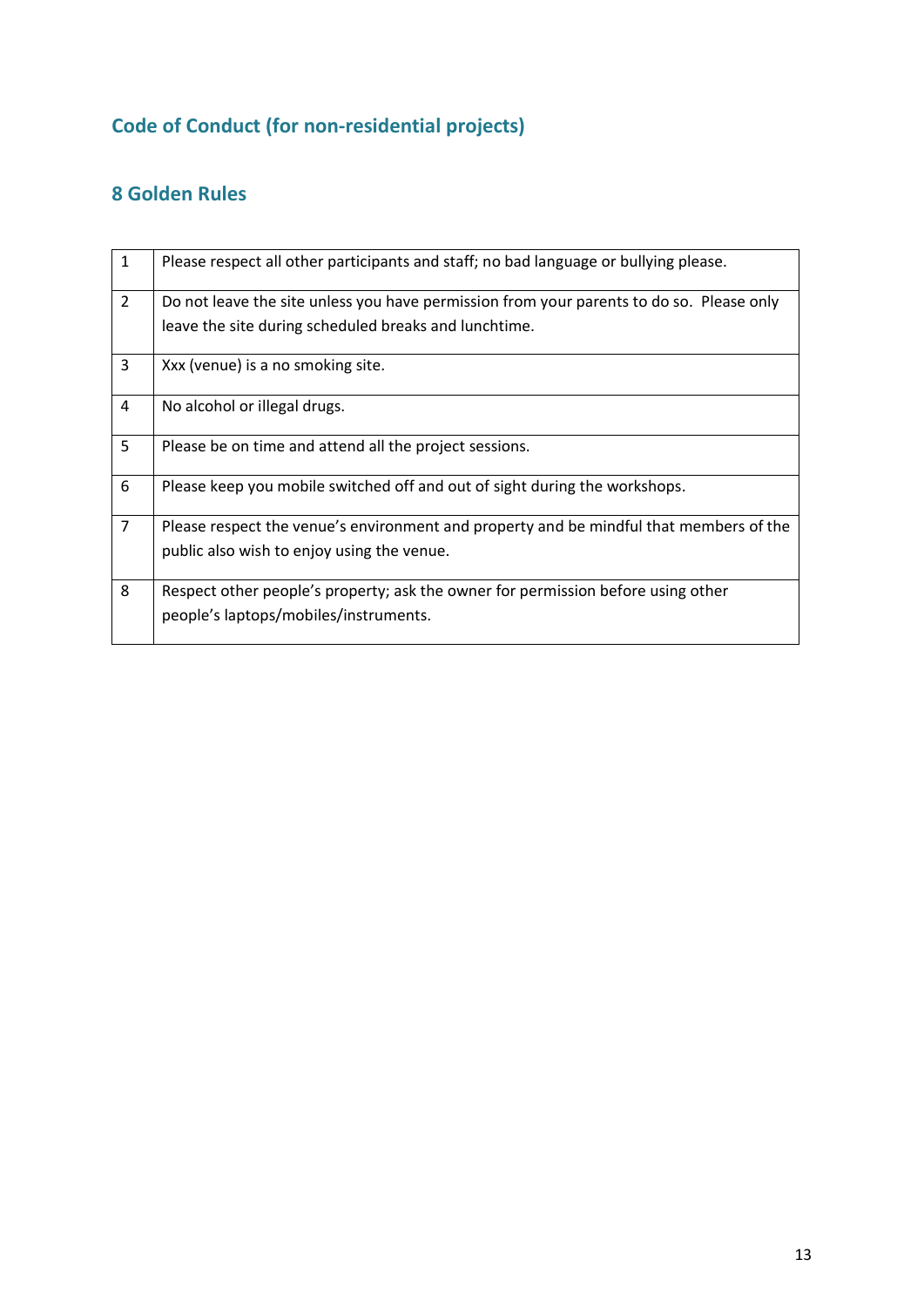## Code of Conduct (for non-residential projects)

### 8 Golden Rules

| | |
|---|---|
| 1 | Please respect all other participants and staff; no bad language or bullying please. |
| 2 | Do not leave the site unless you have permission from your parents to do so. Please only leave the site during scheduled breaks and lunchtime. |
| 3 | Xxx (venue) is a no smoking site. |
| 4 | No alcohol or illegal drugs. |
| 5 | Please be on time and attend all the project sessions. |
| 6 | Please keep you mobile switched off and out of sight during the workshops. |
| 7 | Please respect the venue's environment and property and be mindful that members of the public also wish to enjoy using the venue. |
| 8 | Respect other people's property; ask the owner for permission before using other people's laptops/mobiles/instruments. |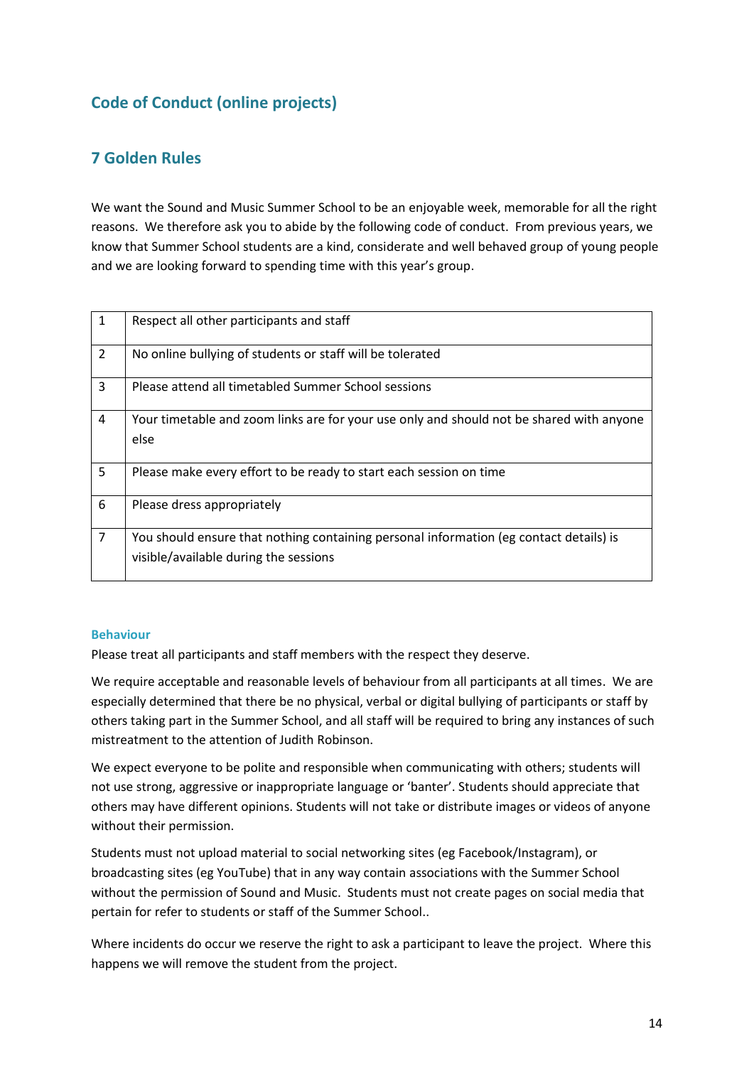## Code of Conduct (online projects)

## 7 Golden Rules

We want the Sound and Music Summer School to be an enjoyable week, memorable for all the right reasons. We therefore ask you to abide by the following code of conduct. From previous years, we know that Summer School students are a kind, considerate and well behaved group of young people and we are looking forward to spending time with this year's group.

| | |
|---|---|
| 1 | Respect all other participants and staff |
| 2 | No online bullying of students or staff will be tolerated |
| 3 | Please attend all timetabled Summer School sessions |
| 4 | Your timetable and zoom links are for your use only and should not be shared with anyone else |
| 5 | Please make every effort to be ready to start each session on time |
| 6 | Please dress appropriately |
| 7 | You should ensure that nothing containing personal information (eg contact details) is visible/available during the sessions |

#### Behaviour

Please treat all participants and staff members with the respect they deserve.

We require acceptable and reasonable levels of behaviour from all participants at all times. We are especially determined that there be no physical, verbal or digital bullying of participants or staff by others taking part in the Summer School, and all staff will be required to bring any instances of such mistreatment to the attention of Judith Robinson.

We expect everyone to be polite and responsible when communicating with others; students will not use strong, aggressive or inappropriate language or 'banter'. Students should appreciate that others may have different opinions. Students will not take or distribute images or videos of anyone without their permission.

Students must not upload material to social networking sites (eg Facebook/Instagram), or broadcasting sites (eg YouTube) that in any way contain associations with the Summer School without the permission of Sound and Music. Students must not create pages on social media that pertain for refer to students or staff of the Summer School..

Where incidents do occur we reserve the right to ask a participant to leave the project. Where this happens we will remove the student from the project.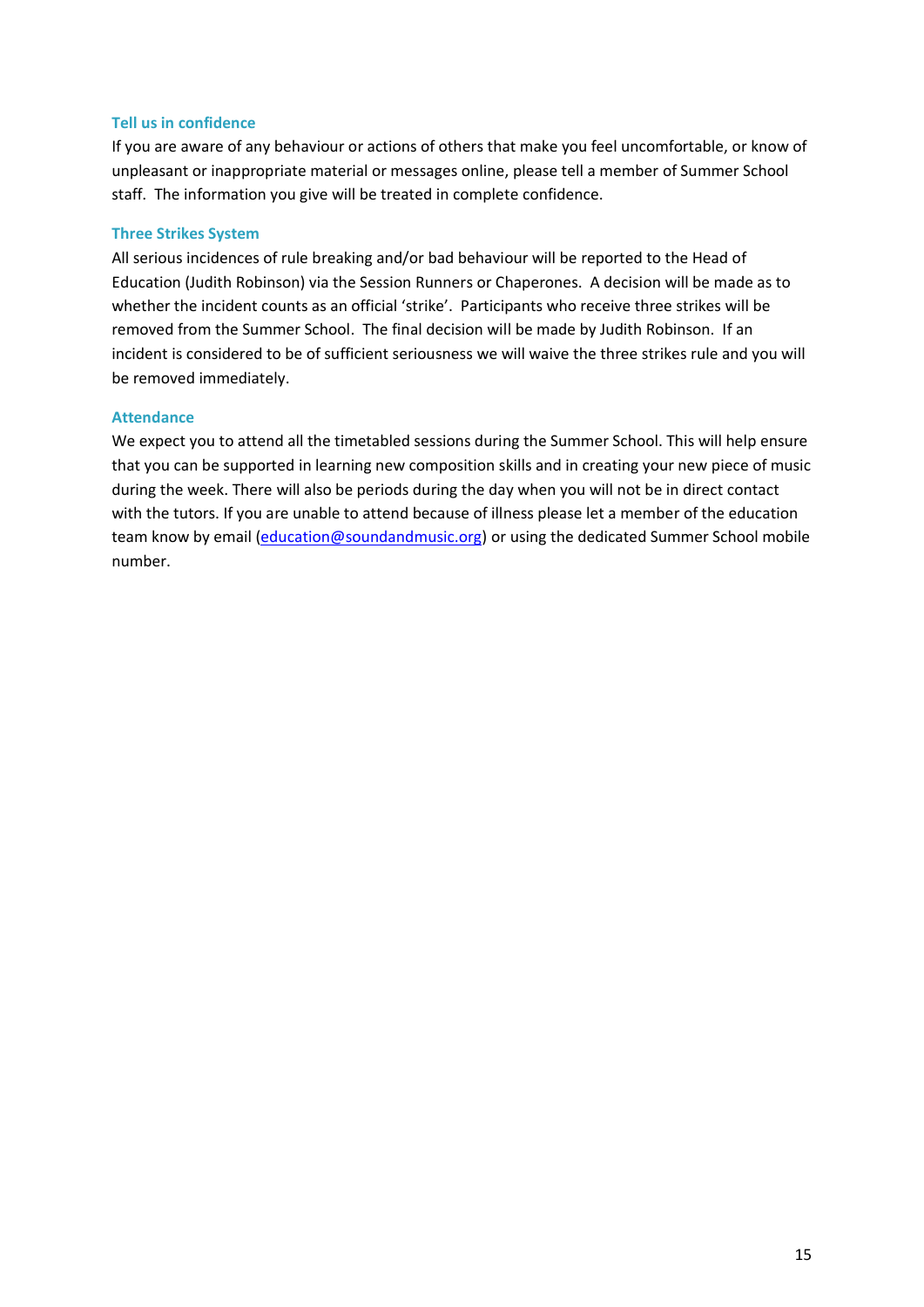### Tell us in confidence

If you are aware of any behaviour or actions of others that make you feel uncomfortable, or know of unpleasant or inappropriate material or messages online, please tell a member of Summer School staff. The information you give will be treated in complete confidence.

### Three Strikes System

All serious incidences of rule breaking and/or bad behaviour will be reported to the Head of Education (Judith Robinson) via the Session Runners or Chaperones. A decision will be made as to whether the incident counts as an official 'strike'. Participants who receive three strikes will be removed from the Summer School. The final decision will be made by Judith Robinson. If an incident is considered to be of sufficient seriousness we will waive the three strikes rule and you will be removed immediately.

### Attendance

We expect you to attend all the timetabled sessions during the Summer School. This will help ensure that you can be supported in learning new composition skills and in creating your new piece of music during the week. There will also be periods during the day when you will not be in direct contact with the tutors. If you are unable to attend because of illness please let a member of the education team know by email (education@soundandmusic.org) or using the dedicated Summer School mobile number.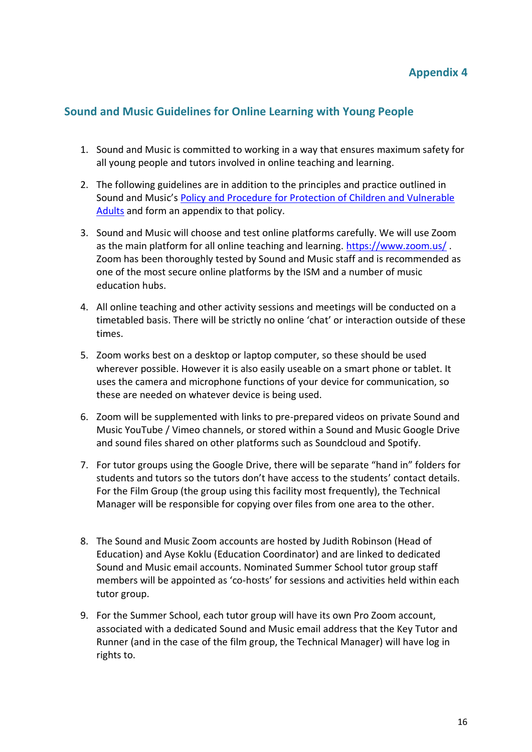## Appendix 4

## Sound and Music Guidelines for Online Learning with Young People

1. Sound and Music is committed to working in a way that ensures maximum safety for all young people and tutors involved in online teaching and learning.

2. The following guidelines are in addition to the principles and practice outlined in Sound and Music's Policy and Procedure for Protection of Children and Vulnerable Adults and form an appendix to that policy.

3. Sound and Music will choose and test online platforms carefully. We will use Zoom as the main platform for all online teaching and learning. https://www.zoom.us/ . Zoom has been thoroughly tested by Sound and Music staff and is recommended as one of the most secure online platforms by the ISM and a number of music education hubs.

4. All online teaching and other activity sessions and meetings will be conducted on a timetabled basis. There will be strictly no online 'chat' or interaction outside of these times.

5. Zoom works best on a desktop or laptop computer, so these should be used wherever possible. However it is also easily useable on a smart phone or tablet. It uses the camera and microphone functions of your device for communication, so these are needed on whatever device is being used.

6. Zoom will be supplemented with links to pre-prepared videos on private Sound and Music YouTube / Vimeo channels, or stored within a Sound and Music Google Drive and sound files shared on other platforms such as Soundcloud and Spotify.

7. For tutor groups using the Google Drive, there will be separate "hand in" folders for students and tutors so the tutors don't have access to the students' contact details. For the Film Group (the group using this facility most frequently), the Technical Manager will be responsible for copying over files from one area to the other.

8. The Sound and Music Zoom accounts are hosted by Judith Robinson (Head of Education) and Ayse Koklu (Education Coordinator) and are linked to dedicated Sound and Music email accounts. Nominated Summer School tutor group staff members will be appointed as 'co-hosts' for sessions and activities held within each tutor group.

9. For the Summer School, each tutor group will have its own Pro Zoom account, associated with a dedicated Sound and Music email address that the Key Tutor and Runner (and in the case of the film group, the Technical Manager) will have log in rights to.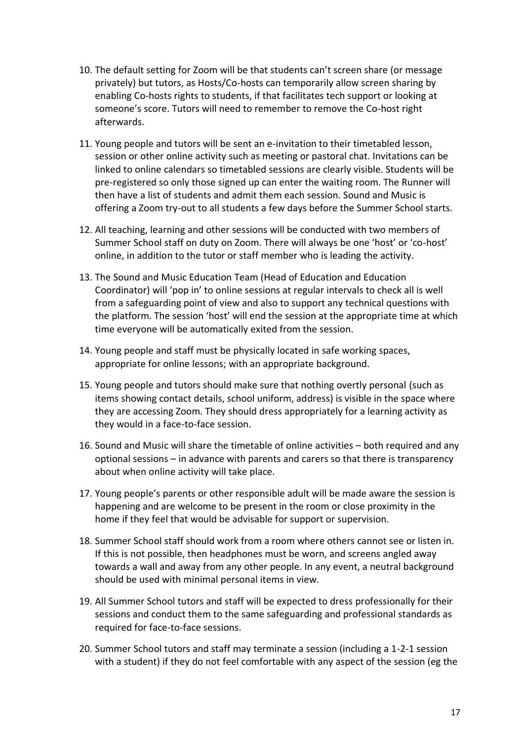10. The default setting for Zoom will be that students can't screen share (or message privately) but tutors, as Hosts/Co-hosts can temporarily allow screen sharing by enabling Co-hosts rights to students, if that facilitates tech support or looking at someone's score. Tutors will need to remember to remove the Co-host right afterwards.

11. Young people and tutors will be sent an e-invitation to their timetabled lesson, session or other online activity such as meeting or pastoral chat. Invitations can be linked to online calendars so timetabled sessions are clearly visible. Students will be pre-registered so only those signed up can enter the waiting room. The Runner will then have a list of students and admit them each session. Sound and Music is offering a Zoom try-out to all students a few days before the Summer School starts.

12. All teaching, learning and other sessions will be conducted with two members of Summer School staff on duty on Zoom. There will always be one 'host' or 'co-host' online, in addition to the tutor or staff member who is leading the activity.

13. The Sound and Music Education Team (Head of Education and Education Coordinator) will 'pop in' to online sessions at regular intervals to check all is well from a safeguarding point of view and also to support any technical questions with the platform. The session 'host' will end the session at the appropriate time at which time everyone will be automatically exited from the session.

14. Young people and staff must be physically located in safe working spaces, appropriate for online lessons; with an appropriate background.

15. Young people and tutors should make sure that nothing overtly personal (such as items showing contact details, school uniform, address) is visible in the space where they are accessing Zoom. They should dress appropriately for a learning activity as they would in a face-to-face session.

16. Sound and Music will share the timetable of online activities – both required and any optional sessions – in advance with parents and carers so that there is transparency about when online activity will take place.

17. Young people's parents or other responsible adult will be made aware the session is happening and are welcome to be present in the room or close proximity in the home if they feel that would be advisable for support or supervision.

18. Summer School staff should work from a room where others cannot see or listen in. If this is not possible, then headphones must be worn, and screens angled away towards a wall and away from any other people. In any event, a neutral background should be used with minimal personal items in view.

19. All Summer School tutors and staff will be expected to dress professionally for their sessions and conduct them to the same safeguarding and professional standards as required for face-to-face sessions.

20. Summer School tutors and staff may terminate a session (including a 1-2-1 session with a student) if they do not feel comfortable with any aspect of the session (eg the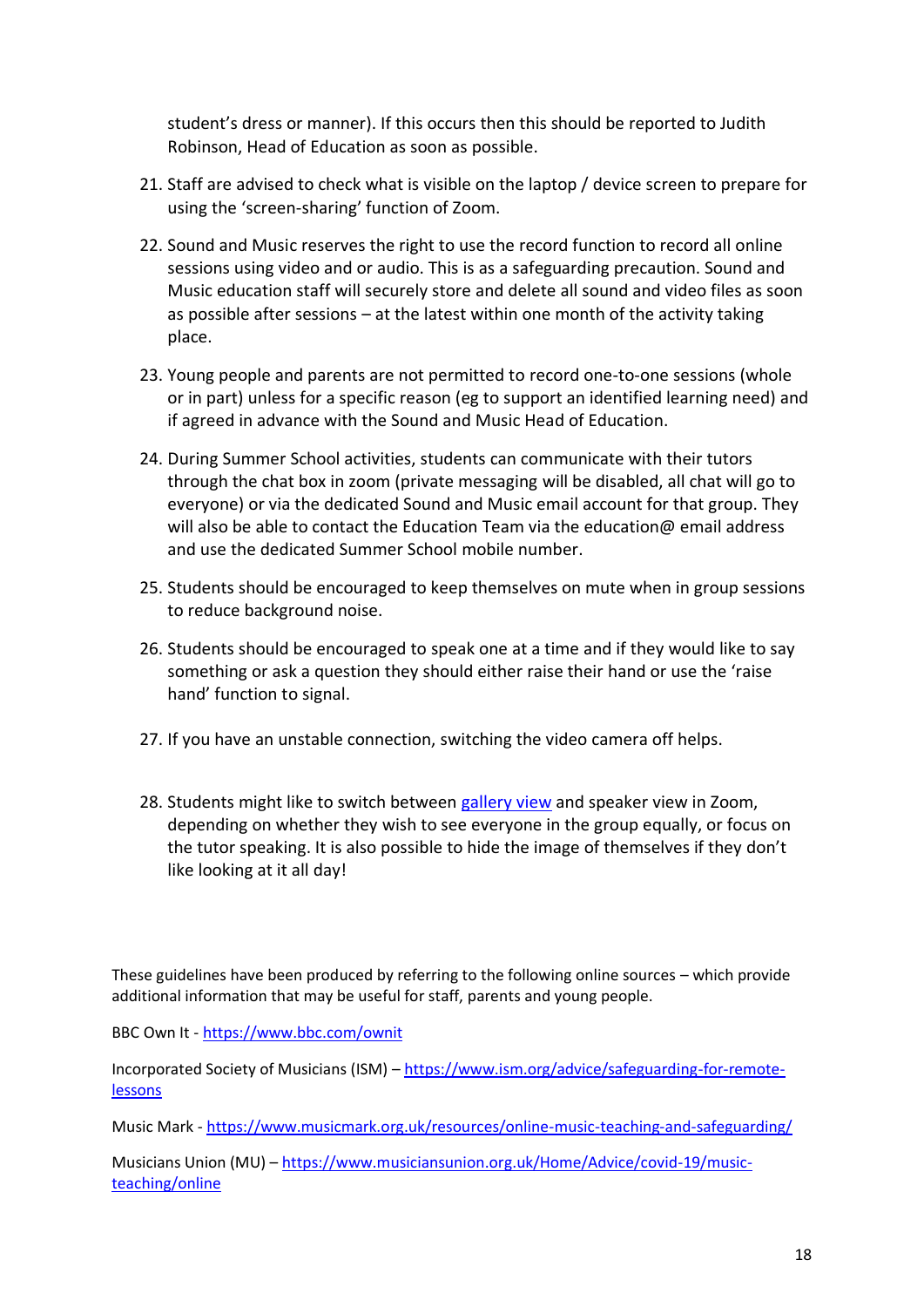student's dress or manner). If this occurs then this should be reported to Judith Robinson, Head of Education as soon as possible.

21. Staff are advised to check what is visible on the laptop / device screen to prepare for using the 'screen-sharing' function of Zoom.

22. Sound and Music reserves the right to use the record function to record all online sessions using video and or audio. This is as a safeguarding precaution. Sound and Music education staff will securely store and delete all sound and video files as soon as possible after sessions – at the latest within one month of the activity taking place.

23. Young people and parents are not permitted to record one-to-one sessions (whole or in part) unless for a specific reason (eg to support an identified learning need) and if agreed in advance with the Sound and Music Head of Education.

24. During Summer School activities, students can communicate with their tutors through the chat box in zoom (private messaging will be disabled, all chat will go to everyone) or via the dedicated Sound and Music email account for that group. They will also be able to contact the Education Team via the education@ email address and use the dedicated Summer School mobile number.

25. Students should be encouraged to keep themselves on mute when in group sessions to reduce background noise.

26. Students should be encouraged to speak one at a time and if they would like to say something or ask a question they should either raise their hand or use the 'raise hand' function to signal.

27. If you have an unstable connection, switching the video camera off helps.

28. Students might like to switch between gallery view and speaker view in Zoom, depending on whether they wish to see everyone in the group equally, or focus on the tutor speaking. It is also possible to hide the image of themselves if they don't like looking at it all day!

These guidelines have been produced by referring to the following online sources – which provide additional information that may be useful for staff, parents and young people.

BBC Own It - https://www.bbc.com/ownit

Incorporated Society of Musicians (ISM) – https://www.ism.org/advice/safeguarding-for-remote-lessons

Music Mark - https://www.musicmark.org.uk/resources/online-music-teaching-and-safeguarding/

Musicians Union (MU) – https://www.musiciansunion.org.uk/Home/Advice/covid-19/music-teaching/online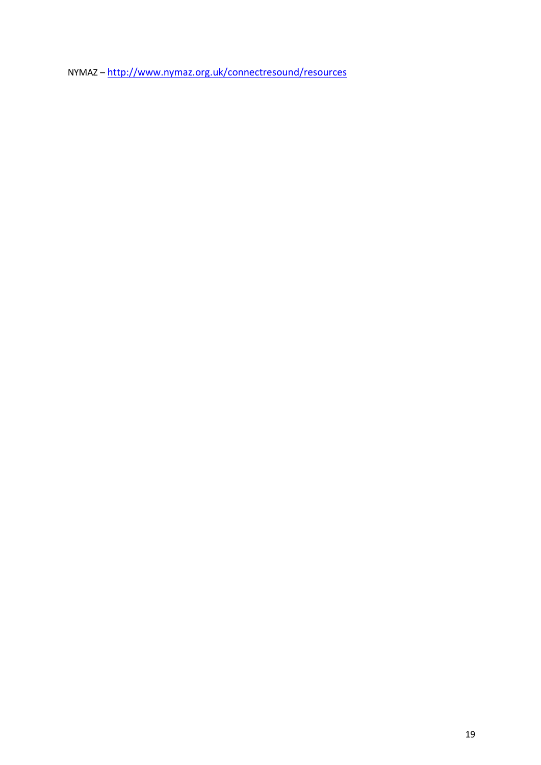NYMAZ – [http://www.nymaz.org.uk/connectresound/resources](http://www.nymaz.org.uk/connectresound/resources)